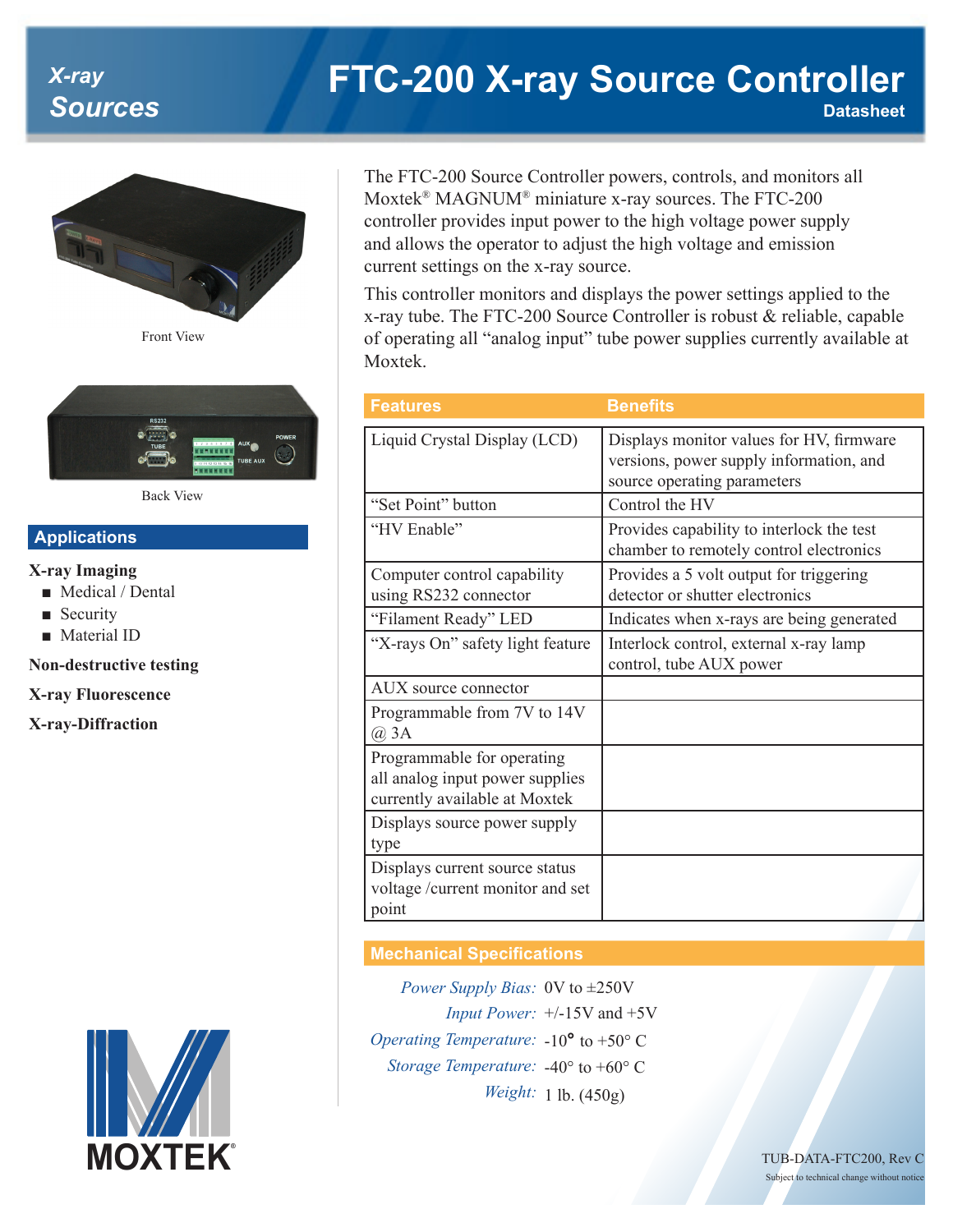# FTC-200 X-ray Source Controller

**X-ray Sources**

Datasheet

Front View

Back View

## Applications

**X-ray Imaging**

- Medical / Dental
- Security
- Material ID

**Non-destructive testing**

**X-ray Fluorescence**

**X-ray-Diffraction**

The FTC-200 Source Controller powers, controls, and monitors all Moxtek® MAGNUM® miniature x-ray sources. The FTC-200 controller provides input power to the high voltage power supply and allows the operator to adjust the high voltage and emission current settings on the x-ray source.

This controller monitors and displays the power settings applied to the x-ray tube. The FTC-200 Source Controller is robust & reliable, capable of operating all "analog input" tube power supplies currently available at Moxtek.

| Features | Benefits |
|---|---|
| Liquid Crystal Display (LCD) | Displays monitor values for HV, firmware versions, power supply information, and source operating parameters |
| "Set Point" button | Control the HV |
| "HV Enable" | Provides capability to interlock the test chamber to remotely control electronics |
| Computer control capability using RS232 connector | Provides a 5 volt output for triggering detector or shutter electronics |
| "Filament Ready" LED | Indicates when x-rays are being generated |
| "X-rays On" safety light feature | Interlock control, external x-ray lamp control, tube AUX power |
| AUX source connector | |
| Programmable from 7V to 14V @ 3A | |
| Programmable for operating all analog input power supplies currently available at Moxtek | |
| Displays source power supply type | |
| Displays current source status voltage /current monitor and set point | |

## Mechanical Specifications

*Power Supply Bias:* 0V to ±250V

*Input Power:* +/-15V and +5V

*Operating Temperature:* -10° to +50° C

*Storage Temperature:* -40° to +60° C

*Weight:* 1 lb. (450g)

MOXTEK®

TUB-DATA-FTC200, Rev C

Subject to technical change without notice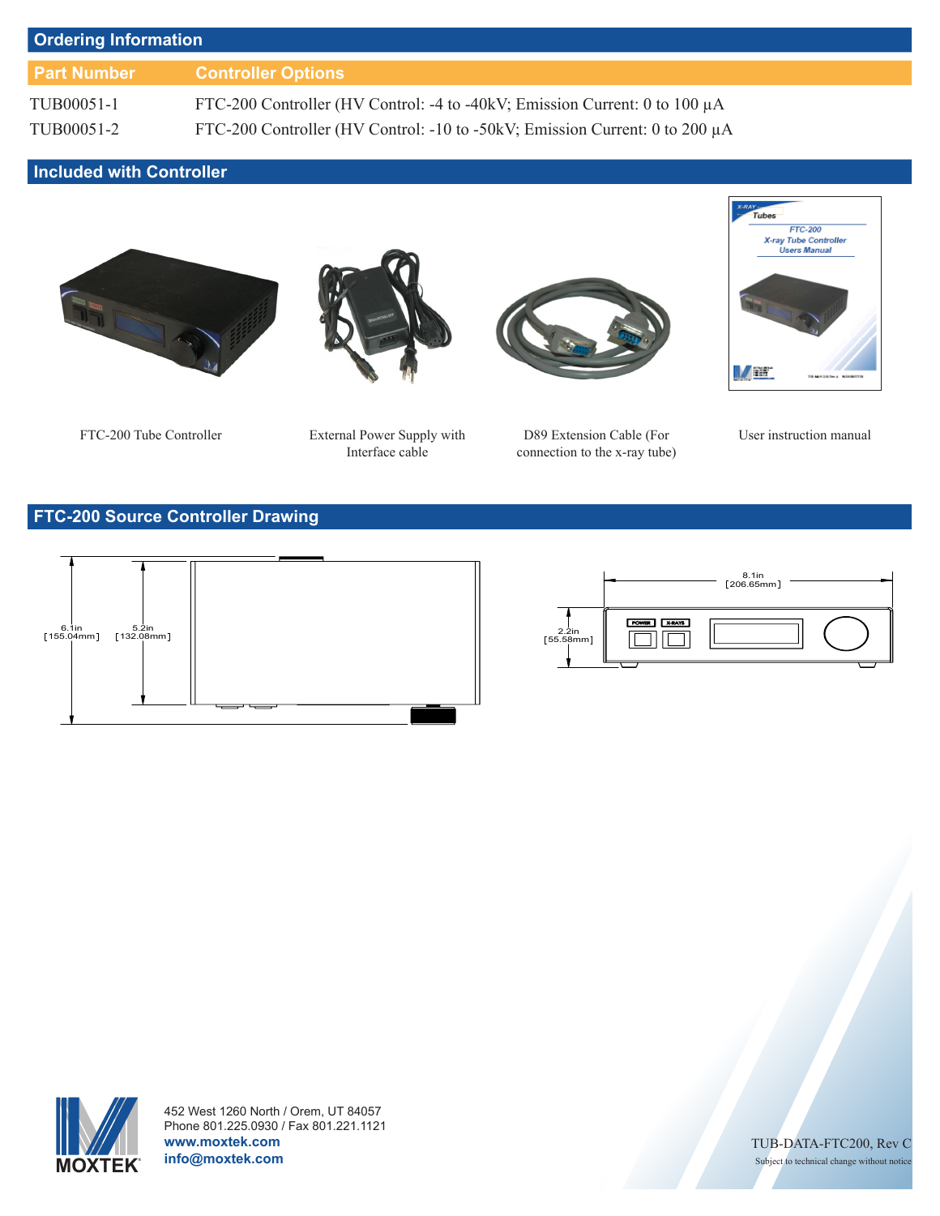## Ordering Information

| Part Number | Controller Options |
|---|---|
| TUB00051-1 | FTC-200 Controller (HV Control: -4 to -40kV; Emission Current: 0 to 100 µA |
| TUB00051-2 | FTC-200 Controller (HV Control: -10 to -50kV; Emission Current: 0 to 200 µA |

## Included with Controller

FTC-200 Tube Controller

External Power Supply with Interface cable

D89 Extension Cable (For connection to the x-ray tube)

User instruction manual

## FTC-200 Source Controller Drawing

6.1in
[155.04mm]

5.2in
[132.08mm]

8.1in
[206.65mm]

2.2in
[55.58mm]

POWER

X-RAYS

452 West 1260 North / Orem, UT 84057
Phone 801.225.0930 / Fax 801.221.1121
**www.moxtek.com**
**info@moxtek.com**

TUB-DATA-FTC200, Rev C
Subject to technical change without notice